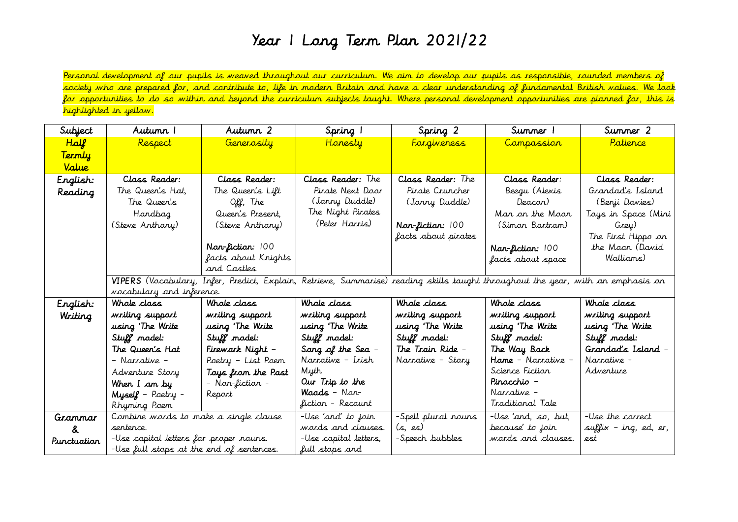# Year 1 Long Term Plan 2021/22

Personal development of our pupils is weaved throughout our curriculum. We aim to develop our pupils as responsible, rounded members of society who are prepared for, and contribute to, life in modern Britain and have a clear understanding of fundamental British values. We look for opportunities to do so within and beyond the curriculum subjects taught. Where personal development opportunities are planned for, this is highlighted in yellow.

| Subject | Autumn 1 | Autumn 2 | Spring 1 | Spring 2 | Summer 1 | Summer 2 |
|---|---|---|---|---|---|---|
| **Half Termly Value** | Respect | Generosity | Honesty | Forgiveness | Compassion | Patience |
| **English: Reading** | **Class Reader:** The Queen's Hat, The Queen's Handbag (Steve Anthony) | **Class Reader:** The Queen's Lift Off, The Queen's Present, (Steve Anthony)<br><br>**Non-fiction:** 100 facts about Knights and Castles | **Class Reader:** The Pirate Next Door (Jonny Duddle) The Night Pirates (Peter Harris) | **Class Reader:** The Pirate Cruncher (Jonny Duddle)<br><br>**Non-fiction:** 100 facts about pirates | **Class Reader:** Beegu (Alexis Deacon) Man on the Moon (Simon Bartram)<br><br>**Non-fiction:** 100 facts about space | **Class Reader:** Grandad's Island (Benji Davies) Toys in Space (Mini Grey) The First Hippo on the Moon (David Walliams) |
| | **VIPERS** (Vocabulary, Infer, Predict, Explain, Retrieve, Summarise) reading skills taught throughout the year, with an emphasis on vocabulary and inference. | | | | | |
| **English: Writing** | Whole class writing support using 'The Write Stuff' model: **The Queen's Hat** – Narrative – Adventure Story **When I am by Myself** – Poetry – Rhyming Poem | Whole class writing support using 'The Write Stuff' model: **Firework Night** – Poetry – List Poem **Toys from the Past** – Non-fiction – Report | Whole class writing support using 'The Write Stuff' model: **Song of the Sea** – Narrative – Irish Myth **Our Trip to the Woods** – Non-fiction – Recount | Whole class writing support using 'The Write Stuff' model: **The Train Ride** – Narrative – Story | Whole class writing support using 'The Write Stuff' model: **The Way Back Home** – Narrative – Science Fiction **Pinocchio** – Narrative – Traditional Tale | Whole class writing support using 'The Write Stuff' model: **Grandad's Island** – Narrative – Adventure |
| **Grammar & Punctuation** | Combine words to make a single clause sentence.<br>-Use capital letters for proper nouns.<br>-Use full stops at the end of sentences. | | -Use 'and' to join words and clauses.<br>-Use capital letters, full stops and | -Spell plural nouns (s, es)<br>-Speech bubbles | -Use 'and, so, but, because' to join words and clauses. | -Use the correct suffix – ing, ed, er, est |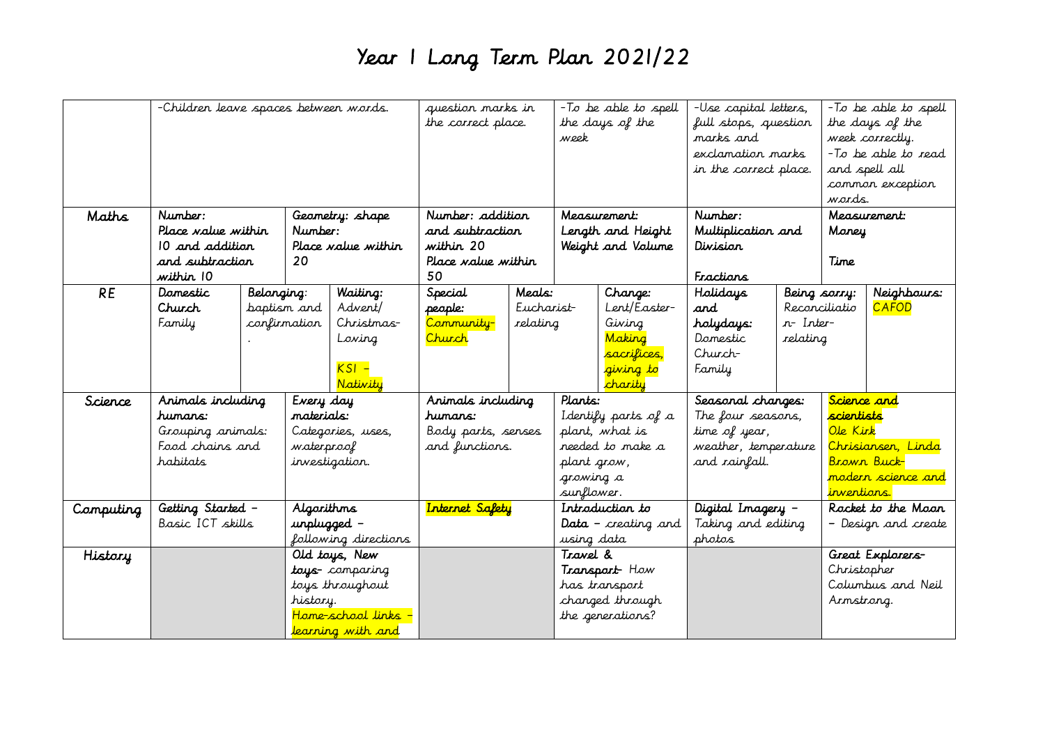# Year 1 Long Term Plan 2021/22

| | | | | | | |
|---|---|---|---|---|---|---|
| | -Children leave spaces between words. | | question marks in the correct place. | -To be able to spell the days of the week | -Use capital letters, full stops, question marks and exclamation marks in the correct place. | -To be able to spell the days of the week correctly.<br>-To be able to read and spell all common exception words. |
| Maths | **Number:** Place value within 10 and addition and subtraction within 10 | **Geometry: shape**<br>**Number:** Place value within 20 | **Number: addition and subtraction within 20**<br>Place value within 50 | **Measurement:** Length and Height<br>Weight and Volume | **Number:** Multiplication and Division<br><br>**Fractions** | **Measurement:** Money<br><br>**Time** |
| RE | **Domestic Church** Family<br>**Belonging:** baptism and confirmation. | **Waiting:** Advent/ Christmas- Loving<br><br>KS1 – Nativity | **Special people:** Community- Church<br>**Meals:** Eucharist- relating | **Change:** Lent/Easter- Giving<br>Making sacrifices, giving to charity | **Holidays and holydays:** Domestic Church- Family<br>**Being sorry:** Reconciliation- Inter- relating | **Neighbours:** CAFOD |
| Science | **Animals including humans:** Grouping animals: Food chains and habitats | **Every day materials:** Categories, uses, waterproof investigation. | **Animals including humans:** Body parts, senses and functions. | **Plants:** Identify parts of a plant, what is needed to make a plant grow, growing a sunflower. | **Seasonal changes:** The four seasons, time of year, weather, temperature and rainfall. | **Science and scientists** Ole Kirk Chrisiansen, Linda Brown Buck- modern science and inventions. |
| Computing | **Getting Started** – Basic ICT skills | **Algorithms unplugged** – following directions | **Internet Safety** | **Introduction to Data** – creating and using data | **Digital Imagery** – Taking and editing photos | **Rocket to the Moon** – Design and create |
| History | | **Old toys, New toys**- comparing toys throughout history.<br>Home-school links – learning with and | | **Travel & Transport**- How has transport changed through the generations? | | **Great Explorers**- Christopher Columbus and Neil Armstrong. |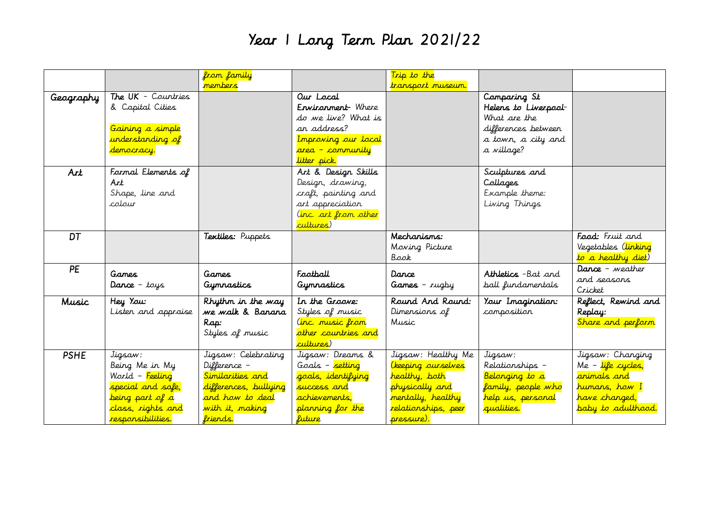# Year 1 Long Term Plan 2021/22

| | | | | | | |
|---|---|---|---|---|---|---|
| | | from family members | | Trip to the transport museum. | | |
| Geography | The UK - Countries & Capital Cities<br><br>Gaining a simple understanding of democracy. | | **Our Local Environment**- Where do we live? What is an address?<br>Improving our local area - community litter pick. | | **Comparing St Helens to Liverpool**- What are the differences between a town, a city and a village? | |
| Art | **Formal Elements of Art**<br>Shape, line and colour | | **Art & Design Skills**<br>Design, drawing, craft, painting and art appreciation (inc. art from other cultures) | | **Sculptures and Collages**<br>Example theme: Living Things | |
| DT | | **Textiles:** Puppets | | **Mechanisms:** Moving Picture Book | | **Food:** Fruit and Vegetables (linking to a healthy diet) |
| PE | **Games**<br>**Dance** - toys | **Games**<br>**Gymnastics** | **Football**<br>**Gymnastics** | **Dance**<br>**Games** - rugby | **Athletics** -Bat and ball fundamentals | **Dance** - weather and seasons<br>Cricket |
| Music | **Hey You:**<br>Listen and appraise | **Rhythm in the way we walk & Banana Rap:**<br>Styles of music | **In the Groove:**<br>Styles of music (inc. music from other countries and cultures) | **Round And Round:**<br>Dimensions of Music | **Your Imagination:**<br>composition | **Reflect, Rewind and Replay:**<br>Share and perform |
| PSHE | Jigsaw:<br>Being Me in My World - Feeling special and safe, being part of a class, rights and responsibilities. | Jigsaw: Celebrating Difference - Similarities and differences, bullying and how to deal with it, making friends. | Jigsaw: Dreams & Goals - setting goals, identifying success and achievements, planning for the future | Jigsaw: Healthy Me (keeping ourselves healthy, both physically and mentally, healthy relationships, peer pressure). | Jigsaw: Relationships - Belonging to a family, people who help us, personal qualities. | Jigsaw: Changing Me - life cycles, animals and humans, how I have changed, baby to adulthood. |